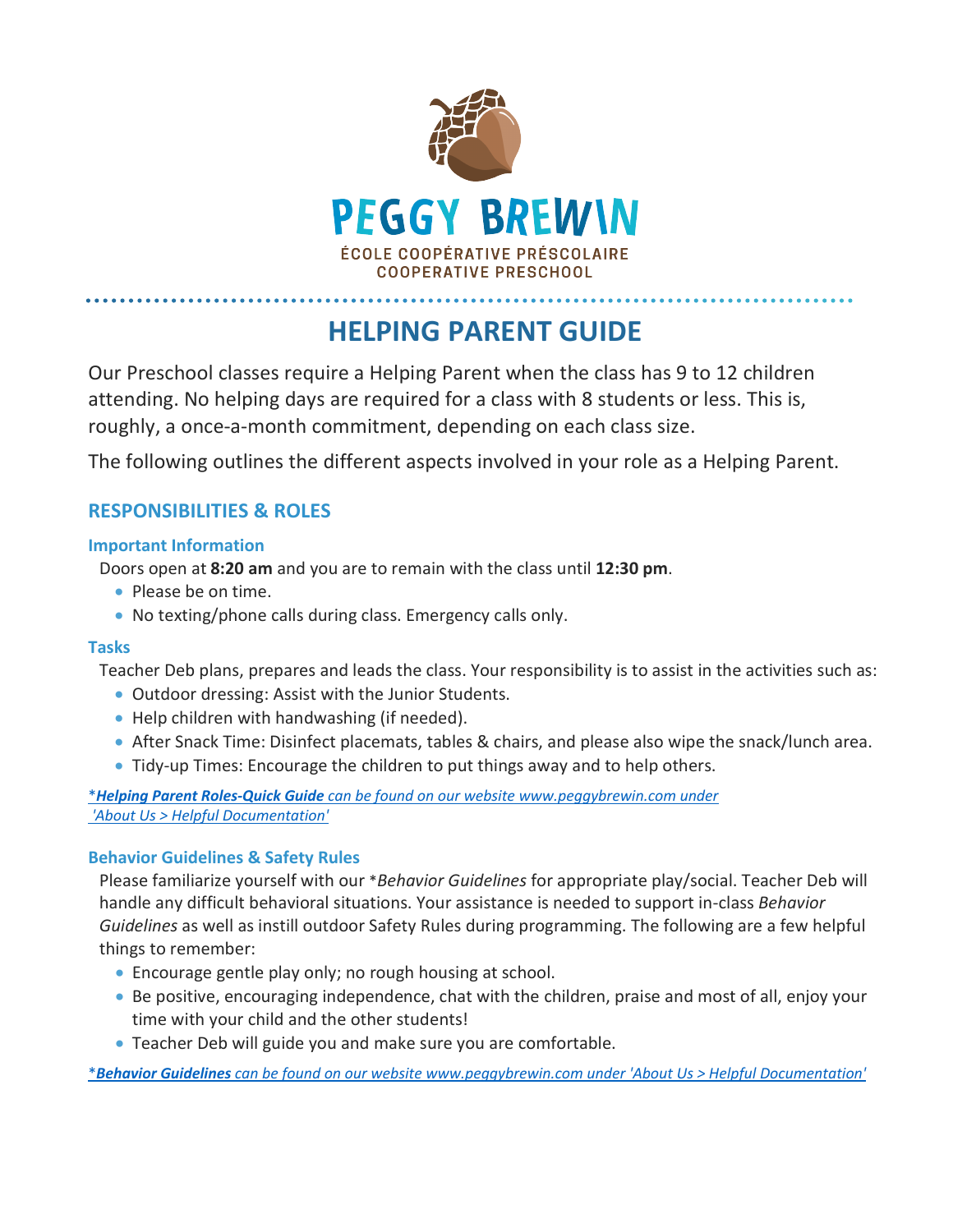PEGGY BREWIN

ÉCOLE COOPÉRATIVE PRÉSCOLAIRE
COOPERATIVE PRESCHOOL

# HELPING PARENT GUIDE

Our Preschool classes require a Helping Parent when the class has 9 to 12 children attending. No helping days are required for a class with 8 students or less. This is, roughly, a once-a-month commitment, depending on each class size.

The following outlines the different aspects involved in your role as a Helping Parent.

## RESPONSIBILITIES & ROLES

### Important Information

Doors open at **8:20 am** and you are to remain with the class until **12:30 pm**.

- Please be on time.
- No texting/phone calls during class. Emergency calls only.

### Tasks

Teacher Deb plans, prepares and leads the class. Your responsibility is to assist in the activities such as:

- Outdoor dressing: Assist with the Junior Students.
- Help children with handwashing (if needed).
- After Snack Time: Disinfect placemats, tables & chairs, and please also wipe the snack/lunch area.
- Tidy-up Times: Encourage the children to put things away and to help others.

*\*__Helping Parent Roles-Quick Guide__ can be found on our website www.peggybrewin.com under 'About Us > Helpful Documentation'*

### Behavior Guidelines & Safety Rules

Please familiarize yourself with our \**Behavior Guidelines* for appropriate play/social. Teacher Deb will handle any difficult behavioral situations. Your assistance is needed to support in-class *Behavior Guidelines* as well as instill outdoor Safety Rules during programming. The following are a few helpful things to remember:

- Encourage gentle play only; no rough housing at school.
- Be positive, encouraging independence, chat with the children, praise and most of all, enjoy your time with your child and the other students!
- Teacher Deb will guide you and make sure you are comfortable.

*\*__Behavior Guidelines__ can be found on our website www.peggybrewin.com under 'About Us > Helpful Documentation'*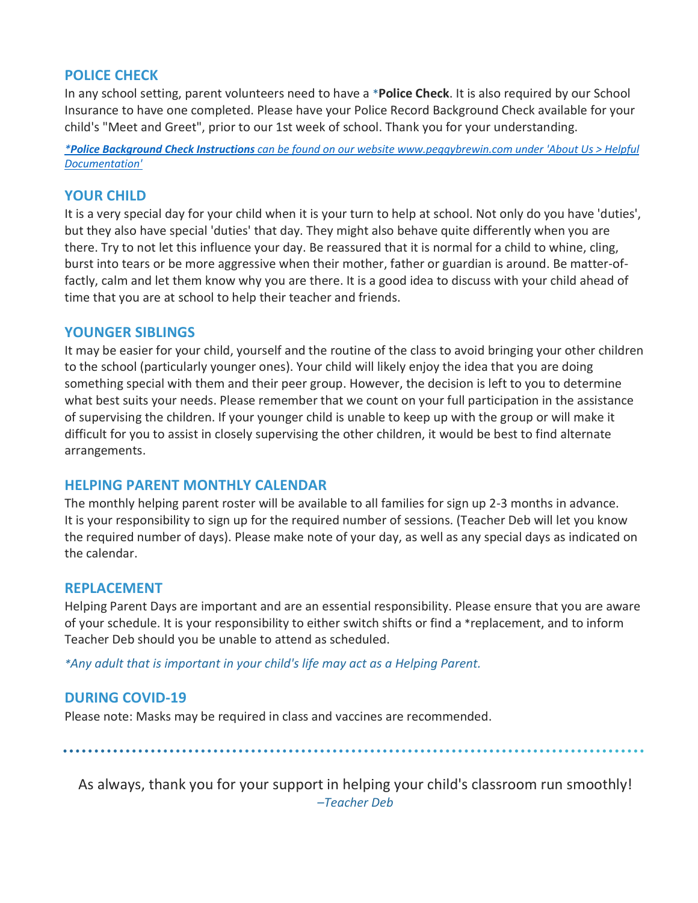## POLICE CHECK

In any school setting, parent volunteers need to have a ***Police Check**. It is also required by our School Insurance to have one completed. Please have your Police Record Background Check available for your child's "Meet and Greet", prior to our 1st week of school. Thank you for your understanding.

*[***Police Background Check Instructions** can be found on our website www.peggybrewin.com under 'About Us > Helpful Documentation']*

## YOUR CHILD

It is a very special day for your child when it is your turn to help at school. Not only do you have 'duties', but they also have special 'duties' that day. They might also behave quite differently when you are there. Try to not let this influence your day. Be reassured that it is normal for a child to whine, cling, burst into tears or be more aggressive when their mother, father or guardian is around. Be matter-of-factly, calm and let them know why you are there. It is a good idea to discuss with your child ahead of time that you are at school to help their teacher and friends.

## YOUNGER SIBLINGS

It may be easier for your child, yourself and the routine of the class to avoid bringing your other children to the school (particularly younger ones). Your child will likely enjoy the idea that you are doing something special with them and their peer group. However, the decision is left to you to determine what best suits your needs. Please remember that we count on your full participation in the assistance of supervising the children. If your younger child is unable to keep up with the group or will make it difficult for you to assist in closely supervising the other children, it would be best to find alternate arrangements.

## HELPING PARENT MONTHLY CALENDAR

The monthly helping parent roster will be available to all families for sign up 2-3 months in advance. It is your responsibility to sign up for the required number of sessions. (Teacher Deb will let you know the required number of days). Please make note of your day, as well as any special days as indicated on the calendar.

## REPLACEMENT

Helping Parent Days are important and are an essential responsibility. Please ensure that you are aware of your schedule. It is your responsibility to either switch shifts or find a *replacement, and to inform Teacher Deb should you be unable to attend as scheduled.

*\*Any adult that is important in your child's life may act as a Helping Parent.*

## DURING COVID-19

Please note: Masks may be required in class and vaccines are recommended.

---

As always, thank you for your support in helping your child's classroom run smoothly!

*–Teacher Deb*